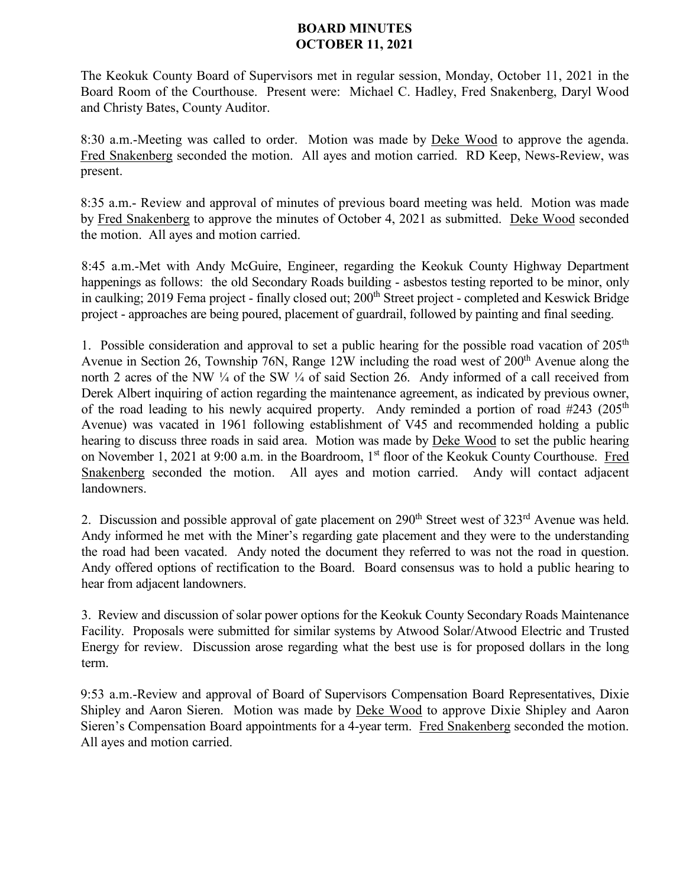# BOARD MINUTES
# OCTOBER 11, 2021

The Keokuk County Board of Supervisors met in regular session, Monday, October 11, 2021 in the Board Room of the Courthouse. Present were: Michael C. Hadley, Fred Snakenberg, Daryl Wood and Christy Bates, County Auditor.

8:30 a.m.-Meeting was called to order. Motion was made by Deke Wood to approve the agenda. Fred Snakenberg seconded the motion. All ayes and motion carried. RD Keep, News-Review, was present.

8:35 a.m.- Review and approval of minutes of previous board meeting was held. Motion was made by Fred Snakenberg to approve the minutes of October 4, 2021 as submitted. Deke Wood seconded the motion. All ayes and motion carried.

8:45 a.m.-Met with Andy McGuire, Engineer, regarding the Keokuk County Highway Department happenings as follows: the old Secondary Roads building - asbestos testing reported to be minor, only in caulking; 2019 Fema project - finally closed out; 200th Street project - completed and Keswick Bridge project - approaches are being poured, placement of guardrail, followed by painting and final seeding.

1. Possible consideration and approval to set a public hearing for the possible road vacation of 205th Avenue in Section 26, Township 76N, Range 12W including the road west of 200th Avenue along the north 2 acres of the NW ¼ of the SW ¼ of said Section 26. Andy informed of a call received from Derek Albert inquiring of action regarding the maintenance agreement, as indicated by previous owner, of the road leading to his newly acquired property. Andy reminded a portion of road #243 (205th Avenue) was vacated in 1961 following establishment of V45 and recommended holding a public hearing to discuss three roads in said area. Motion was made by Deke Wood to set the public hearing on November 1, 2021 at 9:00 a.m. in the Boardroom, 1st floor of the Keokuk County Courthouse. Fred Snakenberg seconded the motion. All ayes and motion carried. Andy will contact adjacent landowners.

2. Discussion and possible approval of gate placement on 290th Street west of 323rd Avenue was held. Andy informed he met with the Miner's regarding gate placement and they were to the understanding the road had been vacated. Andy noted the document they referred to was not the road in question. Andy offered options of rectification to the Board. Board consensus was to hold a public hearing to hear from adjacent landowners.

3. Review and discussion of solar power options for the Keokuk County Secondary Roads Maintenance Facility. Proposals were submitted for similar systems by Atwood Solar/Atwood Electric and Trusted Energy for review. Discussion arose regarding what the best use is for proposed dollars in the long term.

9:53 a.m.-Review and approval of Board of Supervisors Compensation Board Representatives, Dixie Shipley and Aaron Sieren. Motion was made by Deke Wood to approve Dixie Shipley and Aaron Sieren's Compensation Board appointments for a 4-year term. Fred Snakenberg seconded the motion. All ayes and motion carried.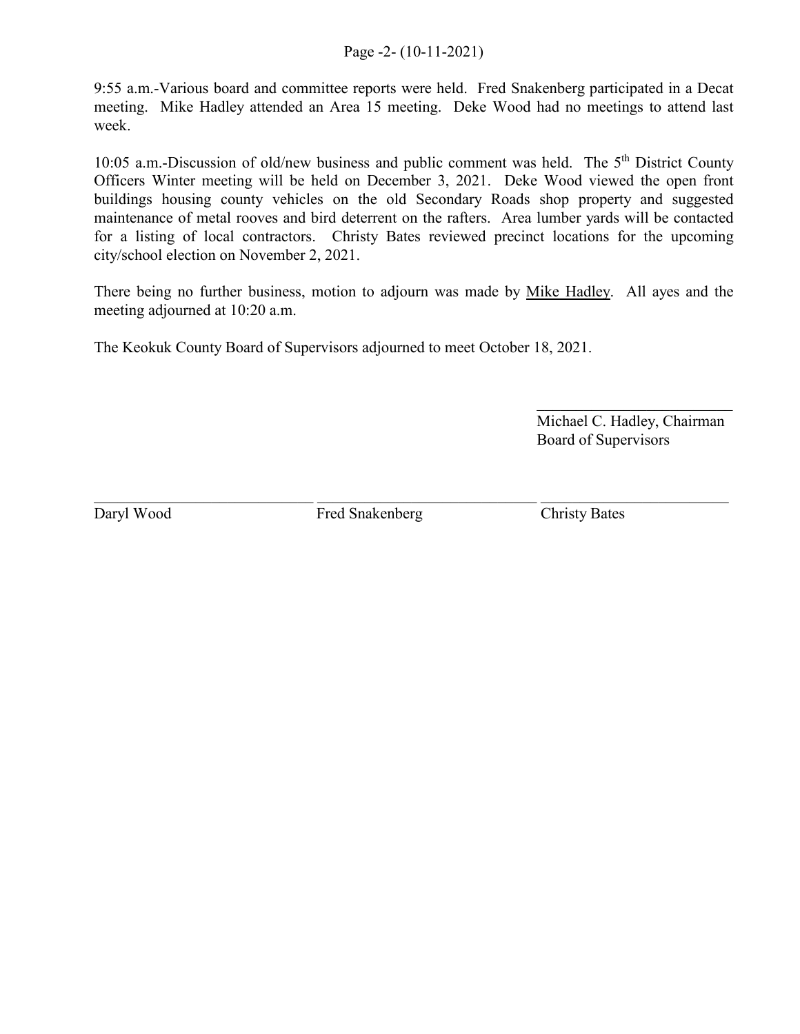9:55 a.m.-Various board and committee reports were held. Fred Snakenberg participated in a Decat meeting. Mike Hadley attended an Area 15 meeting. Deke Wood had no meetings to attend last week.

10:05 a.m.-Discussion of old/new business and public comment was held. The 5th District County Officers Winter meeting will be held on December 3, 2021. Deke Wood viewed the open front buildings housing county vehicles on the old Secondary Roads shop property and suggested maintenance of metal rooves and bird deterrent on the rafters. Area lumber yards will be contacted for a listing of local contractors. Christy Bates reviewed precinct locations for the upcoming city/school election on November 2, 2021.

There being no further business, motion to adjourn was made by Mike Hadley. All ayes and the meeting adjourned at 10:20 a.m.

The Keokuk County Board of Supervisors adjourned to meet October 18, 2021.

\_\_\_\_\_\_\_\_\_\_\_\_\_\_\_\_\_\_\_\_\_\_\_\_\_\_
Michael C. Hadley, Chairman
Board of Supervisors

\_\_\_\_\_\_\_\_\_\_\_\_\_\_\_\_\_\_\_\_\_\_\_\_\_\_ \_\_\_\_\_\_\_\_\_\_\_\_\_\_\_\_\_\_\_\_\_\_\_\_\_\_ \_\_\_\_\_\_\_\_\_\_\_\_\_\_\_\_\_\_\_\_\_\_\_\_\_\_
Daryl Wood Fred Snakenberg Christy Bates